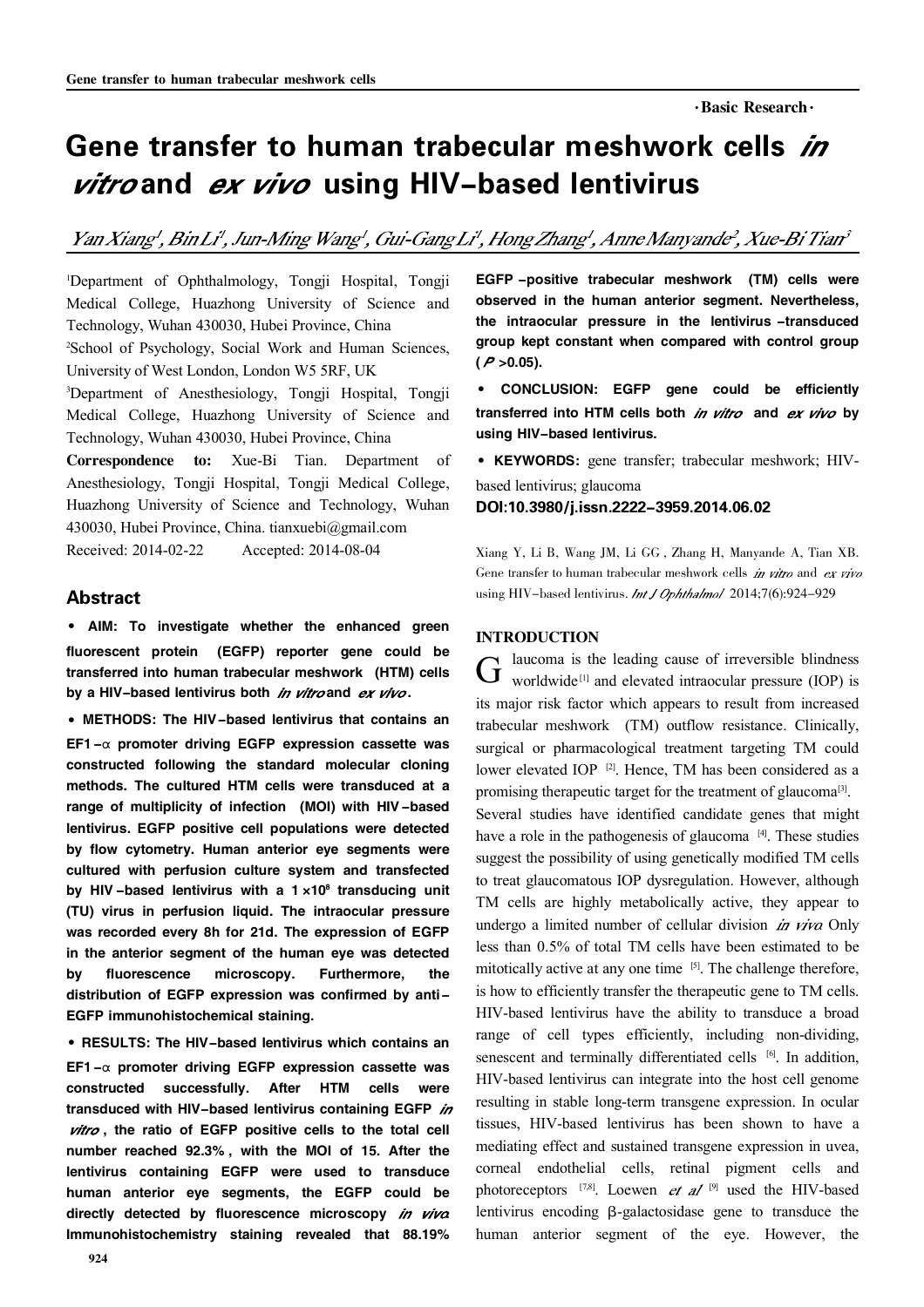·Basic Research·

# Gene transfer to human trabecular meshwork cells *in vitro* and *ex vivo* using HIV-based lentivirus

*Yan Xiang[1], Bin Li[1], Jun-Ming Wang[1], Gui-Gang Li[1], Hong Zhang[1], Anne Manyande[2], Xue-Bi Tian[3]*

[1]Department of Ophthalmology, Tongji Hospital, Tongji Medical College, Huazhong University of Science and Technology, Wuhan 430030, Hubei Province, China

[2]School of Psychology, Social Work and Human Sciences, University of West London, London W5 5RF, UK

[3]Department of Anesthesiology, Tongji Hospital, Tongji Medical College, Huazhong University of Science and Technology, Wuhan 430030, Hubei Province, China

**Correspondence to:** Xue-Bi Tian. Department of Anesthesiology, Tongji Hospital, Tongji Medical College, Huazhong University of Science and Technology, Wuhan 430030, Hubei Province, China. tianxuebi@gmail.com

Received: 2014-02-22 Accepted: 2014-08-04

## Abstract

**• AIM: To investigate whether the enhanced green fluorescent protein (EGFP) reporter gene could be transferred into human trabecular meshwork (HTM) cells by a HIV-based lentivirus both *in vitro* and *ex vivo*.**

**• METHODS: The HIV-based lentivirus that contains an EF1-α promoter driving EGFP expression cassette was constructed following the standard molecular cloning methods. The cultured HTM cells were transduced at a range of multiplicity of infection (MOI) with HIV-based lentivirus. EGFP positive cell populations were detected by flow cytometry. Human anterior eye segments were cultured with perfusion culture system and transfected by HIV-based lentivirus with a $1\times10^8$ transducing unit (TU) virus in perfusion liquid. The intraocular pressure was recorded every 8h for 21d. The expression of EGFP in the anterior segment of the human eye was detected by fluorescence microscopy. Furthermore, the distribution of EGFP expression was confirmed by anti-EGFP immunohistochemical staining.**

**• RESULTS: The HIV-based lentivirus which contains an EF1-α promoter driving EGFP expression cassette was constructed successfully. After HTM cells were transduced with HIV-based lentivirus containing EGFP *in vitro*, the ratio of EGFP positive cells to the total cell number reached 92.3%, with the MOI of 15. After the lentivirus containing EGFP were used to transduce human anterior eye segments, the EGFP could be directly detected by fluorescence microscopy *in vivo*. Immunohistochemistry staining revealed that 88.19% EGFP-positive trabecular meshwork (TM) cells were observed in the human anterior segment. Nevertheless, the intraocular pressure in the lentivirus-transduced group kept constant when compared with control group ($P>0.05$).**

**• CONCLUSION: EGFP gene could be efficiently transferred into HTM cells both *in vitro* and *ex vivo* by using HIV-based lentivirus.**

**• KEYWORDS:** gene transfer; trabecular meshwork; HIV-based lentivirus; glaucoma

**DOI:10.3980/j.issn.2222-3959.2014.06.02**

Xiang Y, Li B, Wang JM, Li GG, Zhang H, Manyande A, Tian XB. Gene transfer to human trabecular meshwork cells *in vitro* and *ex vivo* using HIV-based lentivirus. *Int J Ophthalmol* 2014;7(6):924-929

## INTRODUCTION

Glaucoma is the leading cause of irreversible blindness worldwide[1] and elevated intraocular pressure (IOP) is its major risk factor which appears to result from increased trabecular meshwork (TM) outflow resistance. Clinically, surgical or pharmacological treatment targeting TM could lower elevated IOP [2]. Hence, TM has been considered as a promising therapeutic target for the treatment of glaucoma[3]. Several studies have identified candidate genes that might have a role in the pathogenesis of glaucoma [4]. These studies suggest the possibility of using genetically modified TM cells to treat glaucomatous IOP dysregulation. However, although TM cells are highly metabolically active, they appear to undergo a limited number of cellular division *in vivo*. Only less than 0.5% of total TM cells have been estimated to be mitotically active at any one time [5]. The challenge therefore, is how to efficiently transfer the therapeutic gene to TM cells. HIV-based lentivirus have the ability to transduce a broad range of cell types efficiently, including non-dividing, senescent and terminally differentiated cells [6]. In addition, HIV-based lentivirus can integrate into the host cell genome resulting in stable long-term transgene expression. In ocular tissues, HIV-based lentivirus has been shown to have a mediating effect and sustained transgene expression in uvea, corneal endothelial cells, retinal pigment cells and photoreceptors [7,8]. Loewen *et al* [9] used the HIV-based lentivirus encoding β-galactosidase gene to transduce the human anterior segment of the eye. However, the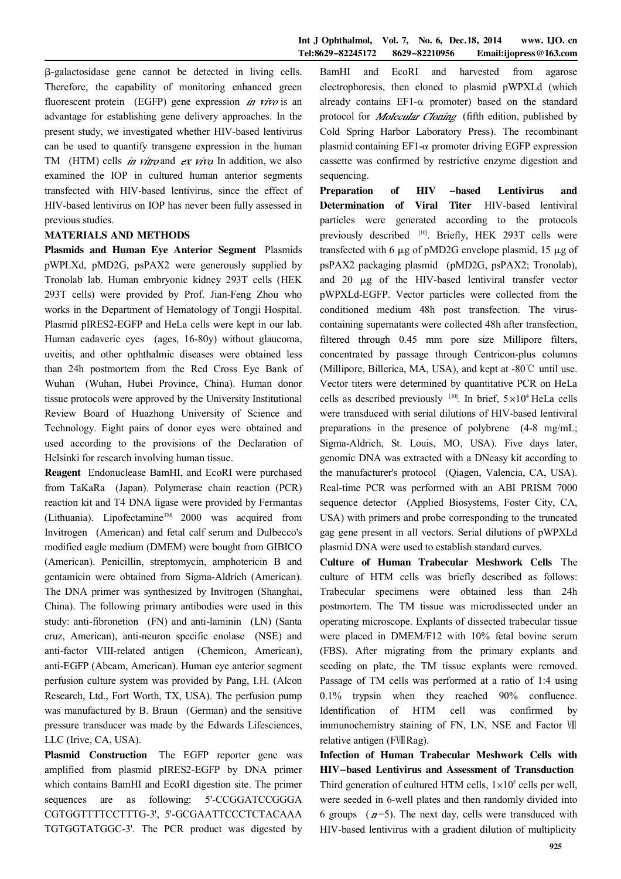β-galactosidase gene cannot be detected in living cells. Therefore, the capability of monitoring enhanced green fluorescent protein (EGFP) gene expression *in vivo* is an advantage for establishing gene delivery approaches. In the present study, we investigated whether HIV-based lentivirus can be used to quantify transgene expression in the human TM (HTM) cells *in vitro* and *ex vivo*. In addition, we also examined the IOP in cultured human anterior segments transfected with HIV-based lentivirus, since the effect of HIV-based lentivirus on IOP has never been fully assessed in previous studies.

## MATERIALS AND METHODS

**Plasmids and Human Eye Anterior Segment** Plasmids pWPLXd, pMD2G, psPAX2 were generously supplied by Tronolab lab. Human embryonic kidney 293T cells (HEK 293T cells) were provided by Prof. Jian-Feng Zhou who works in the Department of Hematology of Tongji Hospital. Plasmid pIRES2-EGFP and HeLa cells were kept in our lab. Human cadaveric eyes (ages, 16-80y) without glaucoma, uveitis, and other ophthalmic diseases were obtained less than 24h postmortem from the Red Cross Eye Bank of Wuhan (Wuhan, Hubei Province, China). Human donor tissue protocols were approved by the University Institutional Review Board of Huazhong University of Science and Technology. Eight pairs of donor eyes were obtained and used according to the provisions of the Declaration of Helsinki for research involving human tissue.

**Reagent** Endonuclease BamHI, and EcoRI were purchased from TaKaRa (Japan). Polymerase chain reaction (PCR) reaction kit and T4 DNA ligase were provided by Fermantas (Lithuania). Lipofectamine™ 2000 was acquired from Invitrogen (American) and fetal calf serum and Dulbecco's modified eagle medium (DMEM) were bought from GIBICO (American). Penicillin, streptomycin, amphotericin B and gentamicin were obtained from Sigma-Aldrich (American). The DNA primer was synthesized by Invitrogen (Shanghai, China). The following primary antibodies were used in this study: anti-fibronetion (FN) and anti-laminin (LN) (Santa cruz, American), anti-neuron specific enolase (NSE) and anti-factor VIII-related antigen (Chemicon, American), anti-EGFP (Abcam, American). Human eye anterior segment perfusion culture system was provided by Pang, I.H. (Alcon Research, Ltd., Fort Worth, TX, USA). The perfusion pump was manufactured by B. Braun (German) and the sensitive pressure transducer was made by the Edwards Lifesciences, LLC (Irive, CA, USA).

**Plasmid Construction** The EGFP reporter gene was amplified from plasmid pIRES2-EGFP by DNA primer which contains BamHI and EcoRI digestion site. The primer sequences are as following: 5'-CCGGATCCGGGA CGTGGTTTTCCTTTG-3', 5'-GCGAATTCCCTCTACAAA TGTGGTATGGC-3'. The PCR product was digested by BamHI and EcoRI and harvested from agarose electrophoresis, then cloned to plasmid pWPXLd (which already contains EF1-α promoter) based on the standard protocol for *Molecular Cloning* (fifth edition, published by Cold Spring Harbor Laboratory Press). The recombinant plasmid containing EF1-α promoter driving EGFP expression cassette was confirmed by restrictive enzyme digestion and sequencing.

**Preparation of HIV-based Lentivirus and Determination of Viral Titer** HIV-based lentiviral particles were generated according to the protocols previously described [10]. Briefly, HEK 293T cells were transfected with 6 μg of pMD2G envelope plasmid, 15 μg of psPAX2 packaging plasmid (pMD2G, psPAX2; Tronolab), and 20 μg of the HIV-based lentiviral transfer vector pWPXLd-EGFP. Vector particles were collected from the conditioned medium 48h post transfection. The virus-containing supernatants were collected 48h after transfection, filtered through 0.45 mm pore size Millipore filters, concentrated by passage through Centricon-plus columns (Millipore, Billerica, MA, USA), and kept at -80℃ until use. Vector titers were determined by quantitative PCR on HeLa cells as described previously [10]. In brief, $5\times10^4$ HeLa cells were transduced with serial dilutions of HIV-based lentiviral preparations in the presence of polybrene (4-8 mg/mL; Sigma-Aldrich, St. Louis, MO, USA). Five days later, genomic DNA was extracted with a DNeasy kit according to the manufacturer's protocol (Qiagen, Valencia, CA, USA). Real-time PCR was performed with an ABI PRISM 7000 sequence detector (Applied Biosystems, Foster City, CA, USA) with primers and probe corresponding to the truncated gag gene present in all vectors. Serial dilutions of pWPXLd plasmid DNA were used to establish standard curves.

**Culture of Human Trabecular Meshwork Cells** The culture of HTM cells was briefly described as follows: Trabecular specimens were obtained less than 24h postmortem. The TM tissue was microdissected under an operating microscope. Explants of dissected trabecular tissue were placed in DMEM/F12 with 10% fetal bovine serum (FBS). After migrating from the primary explants and seeding on plate, the TM tissue explants were removed. Passage of TM cells was performed at a ratio of 1:4 using 0.1% trypsin when they reached 90% confluence. Identification of HTM cell was confirmed by immunochemistry staining of FN, LN, NSE and Factor Ⅷ relative antigen (FⅧRag).

**Infection of Human Trabecular Meshwork Cells with HIV-based Lentivirus and Assessment of Transduction** Third generation of cultured HTM cells, $1\times10^5$ cells per well, were seeded in 6-well plates and then randomly divided into 6 groups ($n$=5). The next day, cells were transduced with HIV-based lentivirus with a gradient dilution of multiplicity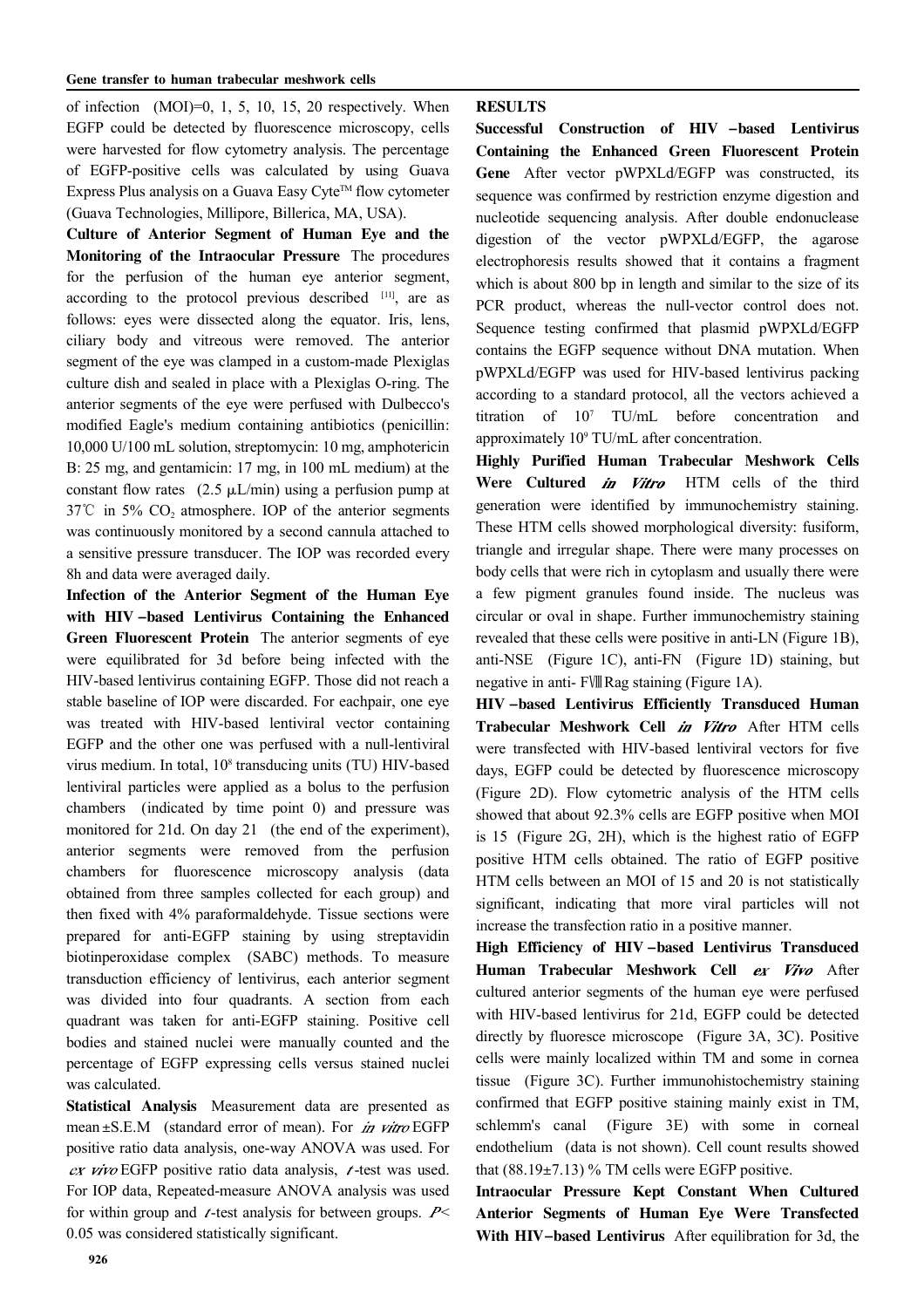of infection (MOI)=0, 1, 5, 10, 15, 20 respectively. When EGFP could be detected by fluorescence microscopy, cells were harvested for flow cytometry analysis. The percentage of EGFP-positive cells was calculated by using Guava Express Plus analysis on a Guava Easy Cyte™ flow cytometer (Guava Technologies, Millipore, Billerica, MA, USA).

**Culture of Anterior Segment of Human Eye and the Monitoring of the Intraocular Pressure** The procedures for the perfusion of the human eye anterior segment, according to the protocol previous described [11], are as follows: eyes were dissected along the equator. Iris, lens, ciliary body and vitreous were removed. The anterior segment of the eye was clamped in a custom-made Plexiglas culture dish and sealed in place with a Plexiglas O-ring. The anterior segments of the eye were perfused with Dulbecco's modified Eagle's medium containing antibiotics (penicillin: 10,000 U/100 mL solution, streptomycin: 10 mg, amphotericin B: 25 mg, and gentamicin: 17 mg, in 100 mL medium) at the constant flow rates (2.5 μL/min) using a perfusion pump at 37℃ in 5% $CO_2$ atmosphere. IOP of the anterior segments was continuously monitored by a second cannula attached to a sensitive pressure transducer. The IOP was recorded every 8h and data were averaged daily.

**Infection of the Anterior Segment of the Human Eye with HIV-based Lentivirus Containing the Enhanced Green Fluorescent Protein** The anterior segments of eye were equilibrated for 3d before being infected with the HIV-based lentivirus containing EGFP. Those did not reach a stable baseline of IOP were discarded. For eachpair, one eye was treated with HIV-based lentiviral vector containing EGFP and the other one was perfused with a null-lentiviral virus medium. In total, $10^8$ transducing units (TU) HIV-based lentiviral particles were applied as a bolus to the perfusion chambers (indicated by time point 0) and pressure was monitored for 21d. On day 21 (the end of the experiment), anterior segments were removed from the perfusion chambers for fluorescence microscopy analysis (data obtained from three samples collected for each group) and then fixed with 4% paraformaldehyde. Tissue sections were prepared for anti-EGFP staining by using streptavidin biotinperoxidase complex (SABC) methods. To measure transduction efficiency of lentivirus, each anterior segment was divided into four quadrants. A section from each quadrant was taken for anti-EGFP staining. Positive cell bodies and stained nuclei were manually counted and the percentage of EGFP expressing cells versus stained nuclei was calculated.

**Statistical Analysis** Measurement data are presented as mean±S.E.M (standard error of mean). For *in vitro* EGFP positive ratio data analysis, one-way ANOVA was used. For *ex vivo* EGFP positive ratio data analysis, *t*-test was used. For IOP data, Repeated-measure ANOVA analysis was used for within group and *t*-test analysis for between groups. $P<0.05$ was considered statistically significant.

## RESULTS

**Successful Construction of HIV-based Lentivirus Containing the Enhanced Green Fluorescent Protein Gene** After vector pWPXLd/EGFP was constructed, its sequence was confirmed by restriction enzyme digestion and nucleotide sequencing analysis. After double endonuclease digestion of the vector pWPXLd/EGFP, the agarose electrophoresis results showed that it contains a fragment which is about 800 bp in length and similar to the size of its PCR product, whereas the null-vector control does not. Sequence testing confirmed that plasmid pWPXLd/EGFP contains the EGFP sequence without DNA mutation. When pWPXLd/EGFP was used for HIV-based lentivirus packing according to a standard protocol, all the vectors achieved a titration of $10^7$ TU/mL before concentration and approximately $10^9$ TU/mL after concentration.

**Highly Purified Human Trabecular Meshwork Cells Were Cultured *in Vitro*** HTM cells of the third generation were identified by immunochemistry staining. These HTM cells showed morphological diversity: fusiform, triangle and irregular shape. There were many processes on body cells that were rich in cytoplasm and usually there were a few pigment granules found inside. The nucleus was circular or oval in shape. Further immunochemistry staining revealed that these cells were positive in anti-LN (Figure 1B), anti-NSE (Figure 1C), anti-FN (Figure 1D) staining, but negative in anti- FⅧRag staining (Figure 1A).

**HIV-based Lentivirus Efficiently Transduced Human Trabecular Meshwork Cell *in Vitro*** After HTM cells were transfected with HIV-based lentiviral vectors for five days, EGFP could be detected by fluorescence microscopy (Figure 2D). Flow cytometric analysis of the HTM cells showed that about 92.3% cells are EGFP positive when MOI is 15 (Figure 2G, 2H), which is the highest ratio of EGFP positive HTM cells obtained. The ratio of EGFP positive HTM cells between an MOI of 15 and 20 is not statistically significant, indicating that more viral particles will not increase the transfection ratio in a positive manner.

**High Efficiency of HIV-based Lentivirus Transduced Human Trabecular Meshwork Cell *ex Vivo*** After cultured anterior segments of the human eye were perfused with HIV-based lentivirus for 21d, EGFP could be detected directly by fluoresce microscope (Figure 3A, 3C). Positive cells were mainly localized within TM and some in cornea tissue (Figure 3C). Further immunohistochemistry staining confirmed that EGFP positive staining mainly exist in TM, schlemm's canal (Figure 3E) with some in corneal endothelium (data is not shown). Cell count results showed that (88.19±7.13) % TM cells were EGFP positive.

**Intraocular Pressure Kept Constant When Cultured Anterior Segments of Human Eye Were Transfected With HIV-based Lentivirus** After equilibration for 3d, the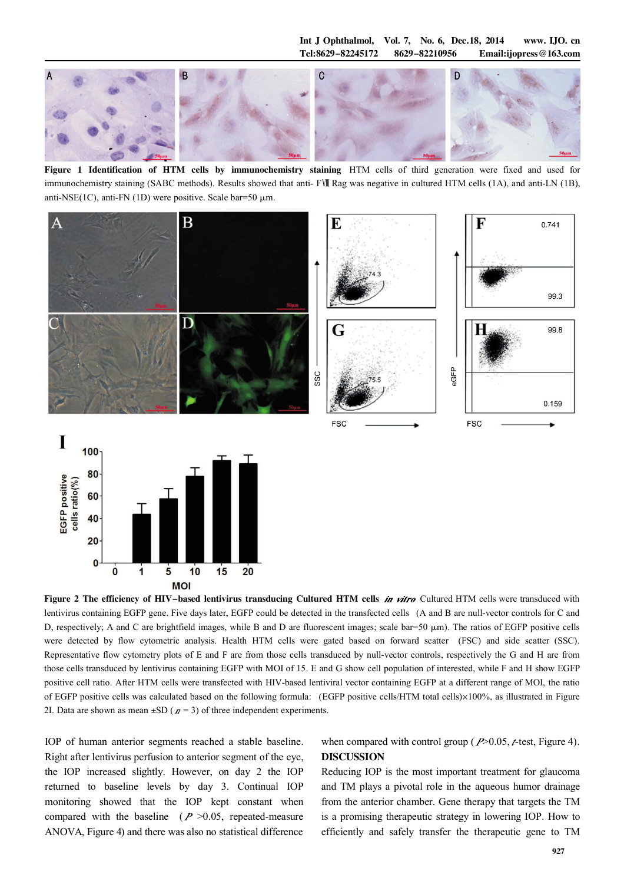**Figure 1 Identification of HTM cells by immunochemistry staining** HTM cells of third generation were fixed and used for immunochemistry staining (SABC methods). Results showed that anti- FⅧ Rag was negative in cultured HTM cells (1A), and anti-LN (1B), anti-NSE(1C), anti-FN (1D) were positive. Scale bar=50 μm.

**Figure 2 The efficiency of HIV-based lentivirus transducing Cultured HTM cells *in vitro*** Cultured HTM cells were transduced with lentivirus containing EGFP gene. Five days later, EGFP could be detected in the transfected cells (A and B are null-vector controls for C and D, respectively; A and C are brightfield images, while B and D are fluorescent images; scale bar=50 μm). The ratios of EGFP positive cells were detected by flow cytometric analysis. Health HTM cells were gated based on forward scatter (FSC) and side scatter (SSC). Representative flow cytometry plots of E and F are from those cells transduced by null-vector controls, respectively the G and H are from those cells transduced by lentivirus containing EGFP with MOI of 15. E and G show cell population of interested, while F and H show EGFP positive cell ratio. After HTM cells were transfected with HIV-based lentiviral vector containing EGFP at a different range of MOI, the ratio of EGFP positive cells was calculated based on the following formula: (EGFP positive cells/HTM total cells)×100%, as illustrated in Figure 2I. Data are shown as mean ±SD ($n$ = 3) of three independent experiments.

IOP of human anterior segments reached a stable baseline. Right after lentivirus perfusion to anterior segment of the eye, the IOP increased slightly. However, on day 2 the IOP returned to baseline levels by day 3. Continual IOP monitoring showed that the IOP kept constant when compared with the baseline ($P$ >0.05, repeated-measure ANOVA, Figure 4) and there was also no statistical difference when compared with control group ($P$>0.05, $t$-test, Figure 4).

## DISCUSSION

Reducing IOP is the most important treatment for glaucoma and TM plays a pivotal role in the aqueous humor drainage from the anterior chamber. Gene therapy that targets the TM is a promising therapeutic strategy in lowering IOP. How to efficiently and safely transfer the therapeutic gene to TM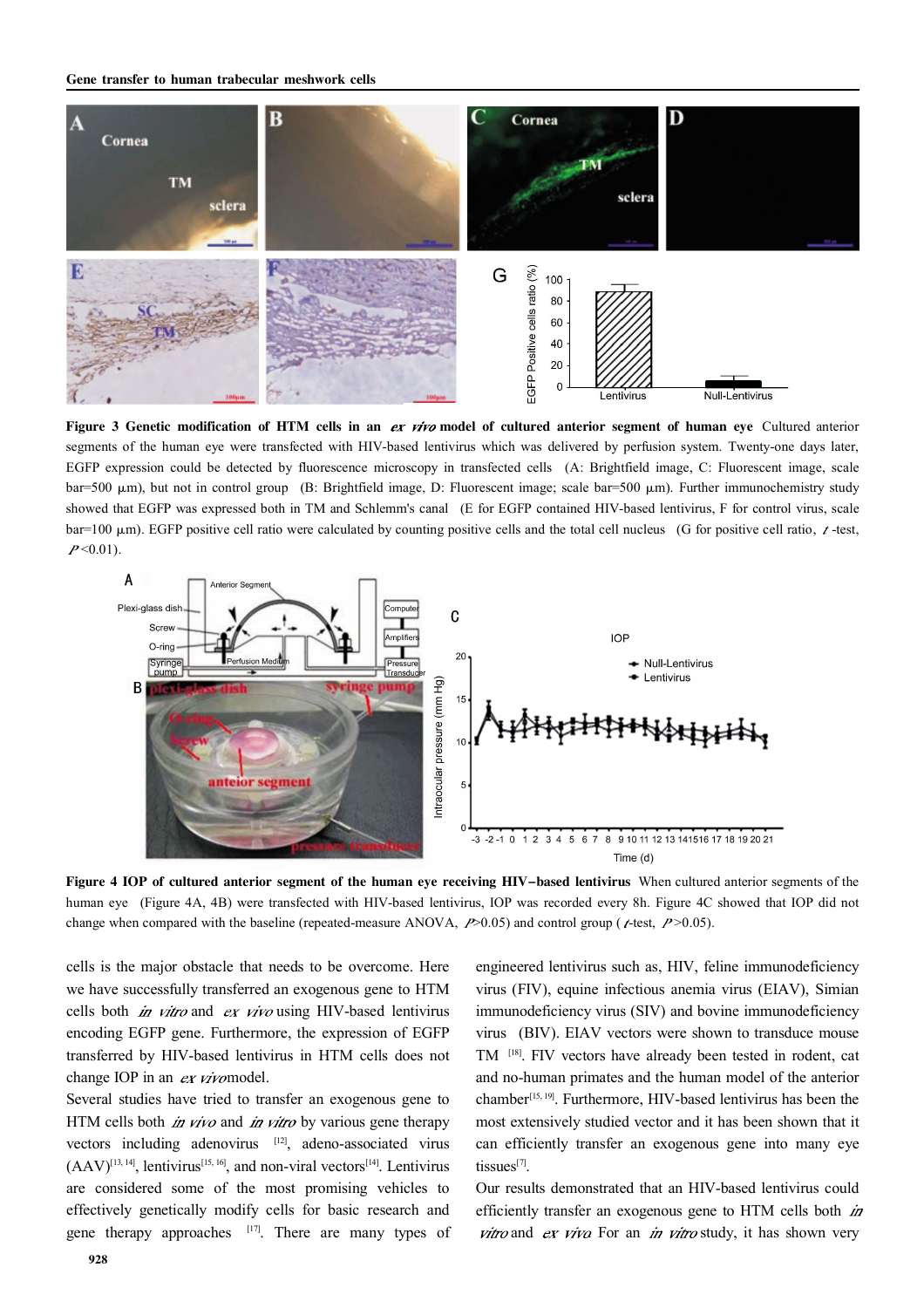**Figure 3 Genetic modification of HTM cells in an *ex vivo* model of cultured anterior segment of human eye** Cultured anterior segments of the human eye were transfected with HIV-based lentivirus which was delivered by perfusion system. Twenty-one days later, EGFP expression could be detected by fluorescence microscopy in transfected cells (A: Brightfield image, C: Fluorescent image, scale bar=500 μm), but not in control group (B: Brightfield image, D: Fluorescent image; scale bar=500 μm). Further immunochemistry study showed that EGFP was expressed both in TM and Schlemm's canal (E for EGFP contained HIV-based lentivirus, F for control virus, scale bar=100 μm). EGFP positive cell ratio were calculated by counting positive cells and the total cell nucleus (G for positive cell ratio, *t*-test, $P<0.01$).

**Figure 4 IOP of cultured anterior segment of the human eye receiving HIV–based lentivirus** When cultured anterior segments of the human eye (Figure 4A, 4B) were transfected with HIV-based lentivirus, IOP was recorded every 8h. Figure 4C showed that IOP did not change when compared with the baseline (repeated-measure ANOVA, $P>0.05$) and control group (*t*-test, $P>0.05$).

cells is the major obstacle that needs to be overcome. Here we have successfully transferred an exogenous gene to HTM cells both *in vitro* and *ex vivo* using HIV-based lentivirus encoding EGFP gene. Furthermore, the expression of EGFP transferred by HIV-based lentivirus in HTM cells does not change IOP in an *ex vivo* model.

Several studies have tried to transfer an exogenous gene to HTM cells both *in vivo* and *in vitro* by various gene therapy vectors including adenovirus [12], adeno-associated virus (AAV)[13, 14], lentivirus[15, 16], and non-viral vectors[14]. Lentivirus are considered some of the most promising vehicles to effectively genetically modify cells for basic research and gene therapy approaches [17]. There are many types of engineered lentivirus such as, HIV, feline immunodeficiency virus (FIV), equine infectious anemia virus (EIAV), Simian immunodeficiency virus (SIV) and bovine immunodeficiency virus (BIV). EIAV vectors were shown to transduce mouse TM [18]. FIV vectors have already been tested in rodent, cat and no-human primates and the human model of the anterior chamber[15, 19]. Furthermore, HIV-based lentivirus has been the most extensively studied vector and it has been shown that it can efficiently transfer an exogenous gene into many eye tissues[7].

Our results demonstrated that an HIV-based lentivirus could efficiently transfer an exogenous gene to HTM cells both *in vitro* and *ex vivo*. For an *in vitro* study, it has shown very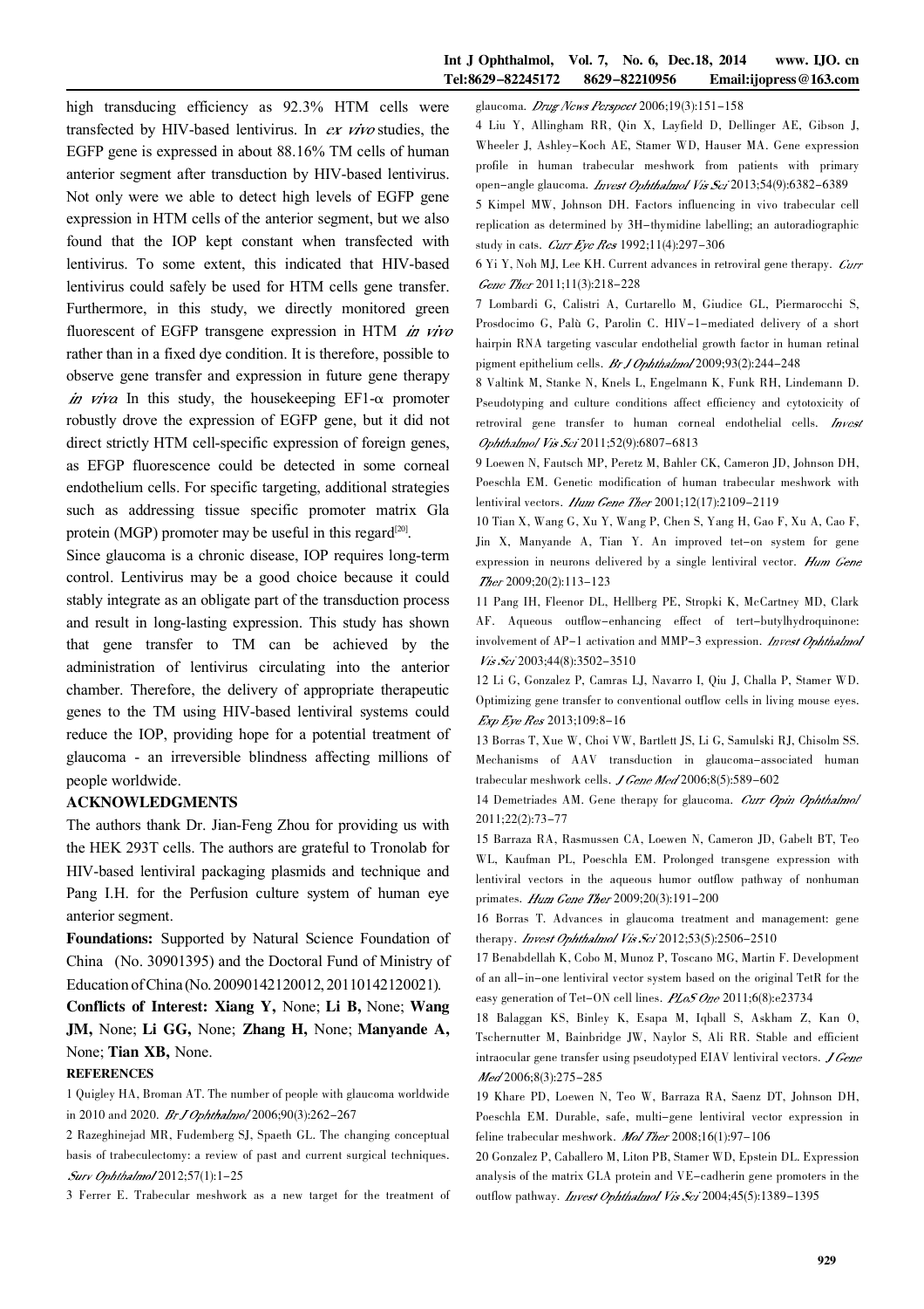high transducing efficiency as 92.3% HTM cells were transfected by HIV-based lentivirus. In *ex vivo* studies, the EGFP gene is expressed in about 88.16% TM cells of human anterior segment after transduction by HIV-based lentivirus. Not only were we able to detect high levels of EGFP gene expression in HTM cells of the anterior segment, but we also found that the IOP kept constant when transfected with lentivirus. To some extent, this indicated that HIV-based lentivirus could safely be used for HTM cells gene transfer. Furthermore, in this study, we directly monitored green fluorescent of EGFP transgene expression in HTM *in vivo* rather than in a fixed dye condition. It is therefore, possible to observe gene transfer and expression in future gene therapy *in vivo*. In this study, the housekeeping EF1-α promoter robustly drove the expression of EGFP gene, but it did not direct strictly HTM cell-specific expression of foreign genes, as EFGP fluorescence could be detected in some corneal endothelium cells. For specific targeting, additional strategies such as addressing tissue specific promoter matrix Gla protein (MGP) promoter may be useful in this regard[20].

Since glaucoma is a chronic disease, IOP requires long-term control. Lentivirus may be a good choice because it could stably integrate as an obligate part of the transduction process and result in long-lasting expression. This study has shown that gene transfer to TM can be achieved by the administration of lentivirus circulating into the anterior chamber. Therefore, the delivery of appropriate therapeutic genes to the TM using HIV-based lentiviral systems could reduce the IOP, providing hope for a potential treatment of glaucoma - an irreversible blindness affecting millions of people worldwide.

## ACKNOWLEDGMENTS

The authors thank Dr. Jian-Feng Zhou for providing us with the HEK 293T cells. The authors are grateful to Tronolab for HIV-based lentiviral packaging plasmids and technique and Pang I.H. for the Perfusion culture system of human eye anterior segment.

**Foundations:** Supported by Natural Science Foundation of China (No. 30901395) and the Doctoral Fund of Ministry of Education of China (No. 20090142120012, 20110142120021).

**Conflicts of Interest: Xiang Y,** None; **Li B,** None; **Wang JM,** None; **Li GG,** None; **Zhang H,** None; **Manyande A,** None; **Tian XB,** None.

## REFERENCES

1 Quigley HA, Broman AT. The number of people with glaucoma worldwide in 2010 and 2020. *Br J Ophthalmol* 2006;90(3):262-267

2 Razeghinejad MR, Fudemberg SJ, Spaeth GL. The changing conceptual basis of trabeculectomy: a review of past and current surgical techniques. *Surv Ophthalmol* 2012;57(1):1-25

3 Ferrer E. Trabecular meshwork as a new target for the treatment of glaucoma. *Drug News Perspect* 2006;19(3):151-158

4 Liu Y, Allingham RR, Qin X, Layfield D, Dellinger AE, Gibson J, Wheeler J, Ashley-Koch AE, Stamer WD, Hauser MA. Gene expression profile in human trabecular meshwork from patients with primary open-angle glaucoma. *Invest Ophthalmol Vis Sci* 2013;54(9):6382-6389

5 Kimpel MW, Johnson DH. Factors influencing in vivo trabecular cell replication as determined by 3H-thymidine labelling; an autoradiographic study in cats. *Curr Eye Res* 1992;11(4):297-306

6 Yi Y, Noh MJ, Lee KH. Current advances in retroviral gene therapy. *Curr Gene Ther* 2011;11(3):218-228

7 Lombardi G, Calistri A, Curtarello M, Giudice GL, Piermarocchi S, Prosdocimo G, Palù G, Parolin C. HIV-1-mediated delivery of a short hairpin RNA targeting vascular endothelial growth factor in human retinal pigment epithelium cells. *Br J Ophthalmol* 2009;93(2):244-248

8 Valtink M, Stanke N, Knels L, Engelmann K, Funk RH, Lindemann D. Pseudotyping and culture conditions affect efficiency and cytotoxicity of retroviral gene transfer to human corneal endothelial cells. *Invest Ophthalmol Vis Sci* 2011;52(9):6807-6813

9 Loewen N, Fautsch MP, Peretz M, Bahler CK, Cameron JD, Johnson DH, Poeschla EM. Genetic modification of human trabecular meshwork with lentiviral vectors. *Hum Gene Ther* 2001;12(17):2109-2119

10 Tian X, Wang G, Xu Y, Wang P, Chen S, Yang H, Gao F, Xu A, Cao F, Jin X, Manyande A, Tian Y. An improved tet-on system for gene expression in neurons delivered by a single lentiviral vector. *Hum Gene Ther* 2009;20(2):113-123

11 Pang IH, Fleenor DL, Hellberg PE, Stropki K, McCartney MD, Clark AF. Aqueous outflow-enhancing effect of tert-butylhydroquinone: involvement of AP-1 activation and MMP-3 expression. *Invest Ophthalmol Vis Sci* 2003;44(8):3502-3510

12 Li G, Gonzalez P, Camras LJ, Navarro I, Qiu J, Challa P, Stamer WD. Optimizing gene transfer to conventional outflow cells in living mouse eyes. *Exp Eye Res* 2013;109:8-16

13 Borras T, Xue W, Choi VW, Bartlett JS, Li G, Samulski RJ, Chisolm SS. Mechanisms of AAV transduction in glaucoma-associated human trabecular meshwork cells. *J Gene Med* 2006;8(5):589-602

14 Demetriades AM. Gene therapy for glaucoma. *Curr Opin Ophthalmol* 2011;22(2):73-77

15 Barraza RA, Rasmussen CA, Loewen N, Cameron JD, Gabelt BT, Teo WL, Kaufman PL, Poeschla EM. Prolonged transgene expression with lentiviral vectors in the aqueous humor outflow pathway of nonhuman primates. *Hum Gene Ther* 2009;20(3):191-200

16 Borras T. Advances in glaucoma treatment and management: gene therapy. *Invest Ophthalmol Vis Sci* 2012;53(5):2506-2510

17 Benabdellah K, Cobo M, Munoz P, Toscano MG, Martin F. Development of an all-in-one lentiviral vector system based on the original TetR for the easy generation of Tet-ON cell lines. *PLoS One* 2011;6(8):e23734

18 Balaggan KS, Binley K, Esapa M, Iqball S, Askham Z, Kan O, Tschernutter M, Bainbridge JW, Naylor S, Ali RR. Stable and efficient intraocular gene transfer using pseudotyped EIAV lentiviral vectors. *J Gene Med* 2006;8(3):275-285

19 Khare PD, Loewen N, Teo W, Barraza RA, Saenz DT, Johnson DH, Poeschla EM. Durable, safe, multi-gene lentiviral vector expression in feline trabecular meshwork. *Mol Ther* 2008;16(1):97-106

20 Gonzalez P, Caballero M, Liton PB, Stamer WD, Epstein DL. Expression analysis of the matrix GLA protein and VE-cadherin gene promoters in the outflow pathway. *Invest Ophthalmol Vis Sci* 2004;45(5):1389-1395